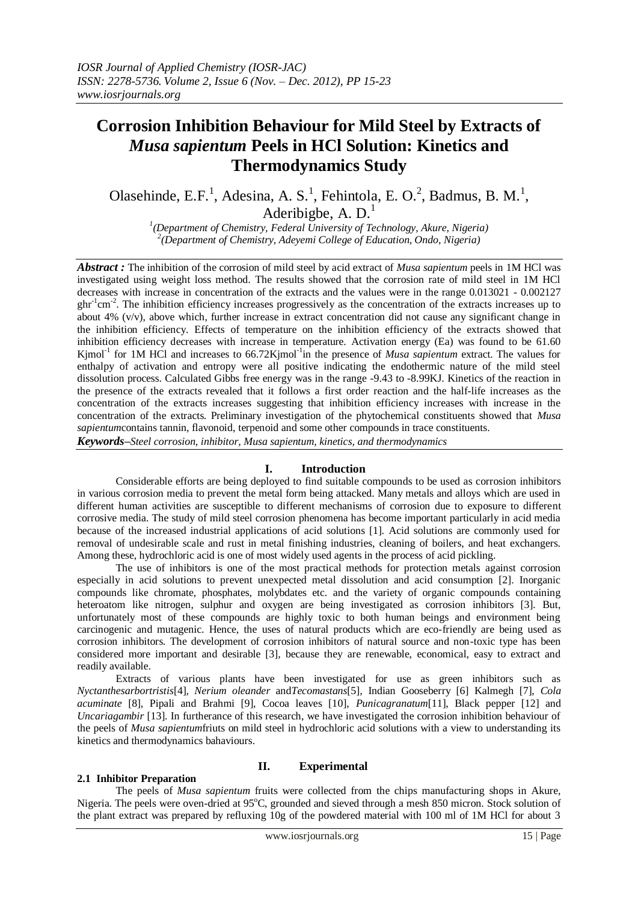# Corrosion Inhibition Behaviour for Mild Steel by Extracts of *Musa sapientum* Peels in HCl Solution: Kinetics and Thermodynamics Study

Olasehinde, E.F.[1], Adesina, A. S.[1], Fehintola, E. O.[2], Badmus, B. M.[1], Aderibigbe, A. D.[1]

[1](Department of Chemistry, Federal University of Technology, Akure, Nigeria)
[2](Department of Chemistry, Adeyemi College of Education, Ondo, Nigeria)

***Abstract :*** The inhibition of the corrosion of mild steel by acid extract of *Musa sapientum* peels in 1M HCl was investigated using weight loss method. The results showed that the corrosion rate of mild steel in 1M HCl decreases with increase in concentration of the extracts and the values were in the range 0.013021 - 0.002127 $ghr^{-1}cm^{-2}$. The inhibition efficiency increases progressively as the concentration of the extracts increases up to about 4% (v/v), above which, further increase in extract concentration did not cause any significant change in the inhibition efficiency. Effects of temperature on the inhibition efficiency of the extracts showed that inhibition efficiency decreases with increase in temperature. Activation energy (Ea) was found to be 61.60 $Kjmol^{-1}$ for 1M HCl and increases to 66.72$Kjmol^{-1}$in the presence of *Musa sapientum* extract. The values for enthalpy of activation and entropy were all positive indicating the endothermic nature of the mild steel dissolution process. Calculated Gibbs free energy was in the range -9.43 to -8.99KJ. Kinetics of the reaction in the presence of the extracts revealed that it follows a first order reaction and the half-life increases as the concentration of the extracts increases suggesting that inhibition efficiency increases with increase in the concentration of the extracts. Preliminary investigation of the phytochemical constituents showed that *Musa sapientum*contains tannin, flavonoid, terpenoid and some other compounds in trace constituents.

***Keywords–****Steel corrosion, inhibitor, Musa sapientum, kinetics, and thermodynamics*

## I. Introduction

Considerable efforts are being deployed to find suitable compounds to be used as corrosion inhibitors in various corrosion media to prevent the metal form being attacked. Many metals and alloys which are used in different human activities are susceptible to different mechanisms of corrosion due to exposure to different corrosive media. The study of mild steel corrosion phenomena has become important particularly in acid media because of the increased industrial applications of acid solutions [1]. Acid solutions are commonly used for removal of undesirable scale and rust in metal finishing industries, cleaning of boilers, and heat exchangers. Among these, hydrochloric acid is one of most widely used agents in the process of acid pickling.

The use of inhibitors is one of the most practical methods for protection metals against corrosion especially in acid solutions to prevent unexpected metal dissolution and acid consumption [2]. Inorganic compounds like chromate, phosphates, molybdates etc. and the variety of organic compounds containing heteroatom like nitrogen, sulphur and oxygen are being investigated as corrosion inhibitors [3]. But, unfortunately most of these compounds are highly toxic to both human beings and environment being carcinogenic and mutagenic. Hence, the uses of natural products which are eco-friendly are being used as corrosion inhibitors. The development of corrosion inhibitors of natural source and non-toxic type has been considered more important and desirable [3], because they are renewable, economical, easy to extract and readily available.

Extracts of various plants have been investigated for use as green inhibitors such as *Nyctanthesarbortristis*[4], *Nerium oleander* and*Tecomastans*[5], Indian Gooseberry [6] Kalmegh [7], *Cola acuminate* [8], Pipali and Brahmi [9], Cocoa leaves [10], *Punicagranatum*[11], Black pepper [12] and *Uncariagambir* [13]. In furtherance of this research, we have investigated the corrosion inhibition behaviour of the peels of *Musa sapientum*friuts on mild steel in hydrochloric acid solutions with a view to understanding its kinetics and thermodynamics bahaviours.

## II. Experimental

### 2.1 Inhibitor Preparation

The peels of *Musa sapientum* fruits were collected from the chips manufacturing shops in Akure, Nigeria. The peels were oven-dried at 95°C, grounded and sieved through a mesh 850 micron. Stock solution of the plant extract was prepared by refluxing 10g of the powdered material with 100 ml of 1M HCl for about 3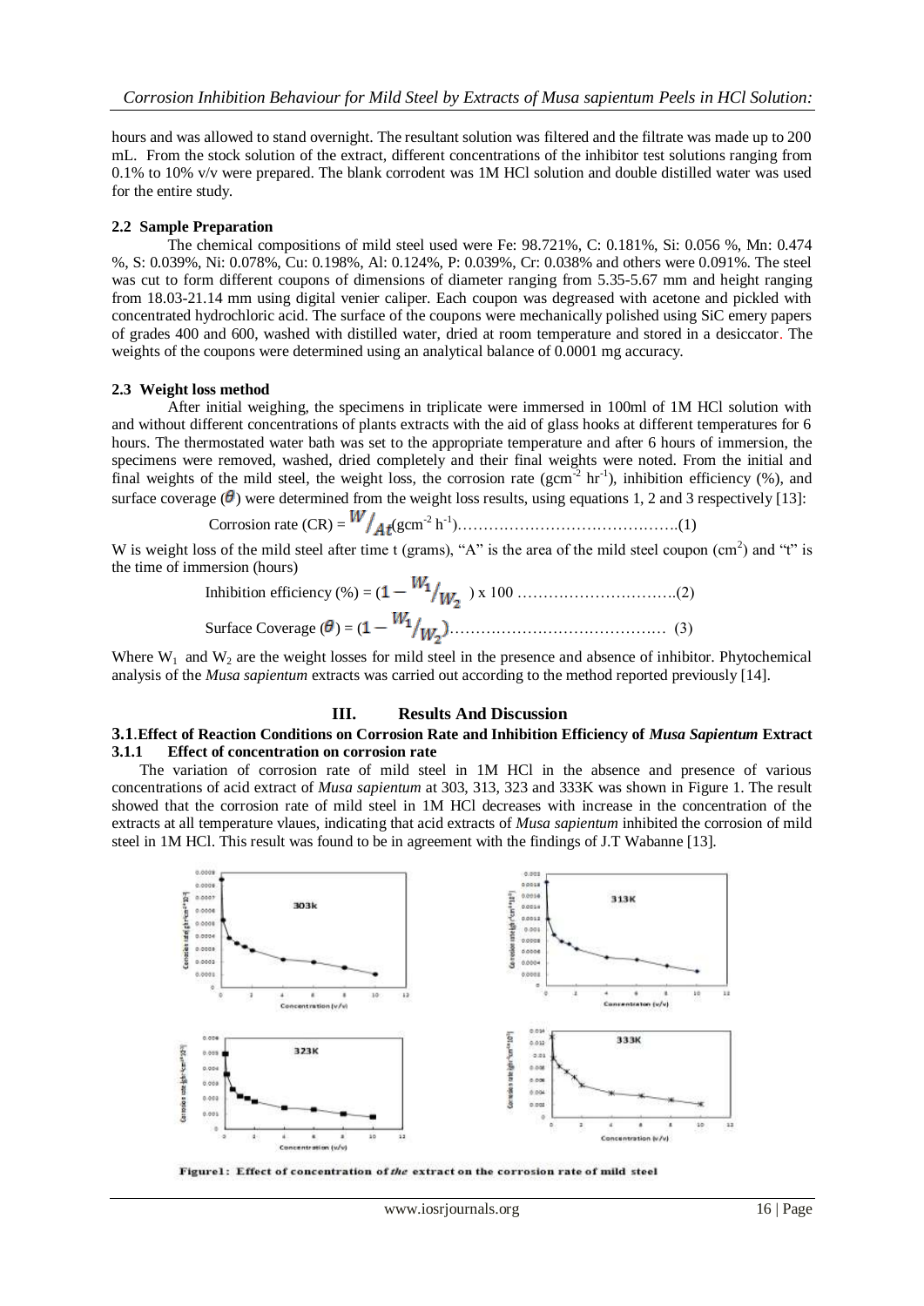hours and was allowed to stand overnight. The resultant solution was filtered and the filtrate was made up to 200 mL. From the stock solution of the extract, different concentrations of the inhibitor test solutions ranging from 0.1% to 10% v/v were prepared. The blank corrodent was 1M HCl solution and double distilled water was used for the entire study.

### 2.2 Sample Preparation

The chemical compositions of mild steel used were Fe: 98.721%, C: 0.181%, Si: 0.056 %, Mn: 0.474 %, S: 0.039%, Ni: 0.078%, Cu: 0.198%, Al: 0.124%, P: 0.039%, Cr: 0.038% and others were 0.091%. The steel was cut to form different coupons of dimensions of diameter ranging from 5.35-5.67 mm and height ranging from 18.03-21.14 mm using digital venier caliper. Each coupon was degreased with acetone and pickled with concentrated hydrochloric acid. The surface of the coupons were mechanically polished using SiC emery papers of grades 400 and 600, washed with distilled water, dried at room temperature and stored in a desiccator. The weights of the coupons were determined using an analytical balance of 0.0001 mg accuracy.

### 2.3 Weight loss method

After initial weighing, the specimens in triplicate were immersed in 100ml of 1M HCl solution with and without different concentrations of plants extracts with the aid of glass hooks at different temperatures for 6 hours. The thermostated water bath was set to the appropriate temperature and after 6 hours of immersion, the specimens were removed, washed, dried completely and their final weights were noted. From the initial and final weights of the mild steel, the weight loss, the corrosion rate ($gcm^{-2}\ hr^{-1}$), inhibition efficiency (%), and surface coverage ($\theta$) were determined from the weight loss results, using equations 1, 2 and 3 respectively [13]:

$$\text{Corrosion rate (CR)} = W/_{At} \ (gcm^{-2}\ h^{-1}) \quad (1)$$

W is weight loss of the mild steel after time t (grams), "A" is the area of the mild steel coupon ($cm^2$) and "t" is the time of immersion (hours)

$$\text{Inhibition efficiency (\%)} = \left(1 - W_1/_{W_2}\right) \times 100 \quad (2)$$

$$\text{Surface Coverage } (\theta) = \left(1 - W_1/_{W_2}\right) \quad (3)$$

Where $W_1$ and $W_2$ are the weight losses for mild steel in the presence and absence of inhibitor. Phytochemical analysis of the *Musa sapientum* extracts was carried out according to the method reported previously [14].

## III. Results And Discussion

### 3.1.Effect of Reaction Conditions on Corrosion Rate and Inhibition Efficiency of *Musa Sapientum* Extract

#### 3.1.1 Effect of concentration on corrosion rate

The variation of corrosion rate of mild steel in 1M HCl in the absence and presence of various concentrations of acid extract of *Musa sapientum* at 303, 313, 323 and 333K was shown in Figure 1. The result showed that the corrosion rate of mild steel in 1M HCl decreases with increase in the concentration of the extracts at all temperature vlaues, indicating that acid extracts of *Musa sapientum* inhibited the corrosion of mild steel in 1M HCl. This result was found to be in agreement with the findings of J.T Wabanne [13].

**Figure1: Effect of concentration of *the* extract on the corrosion rate of mild steel**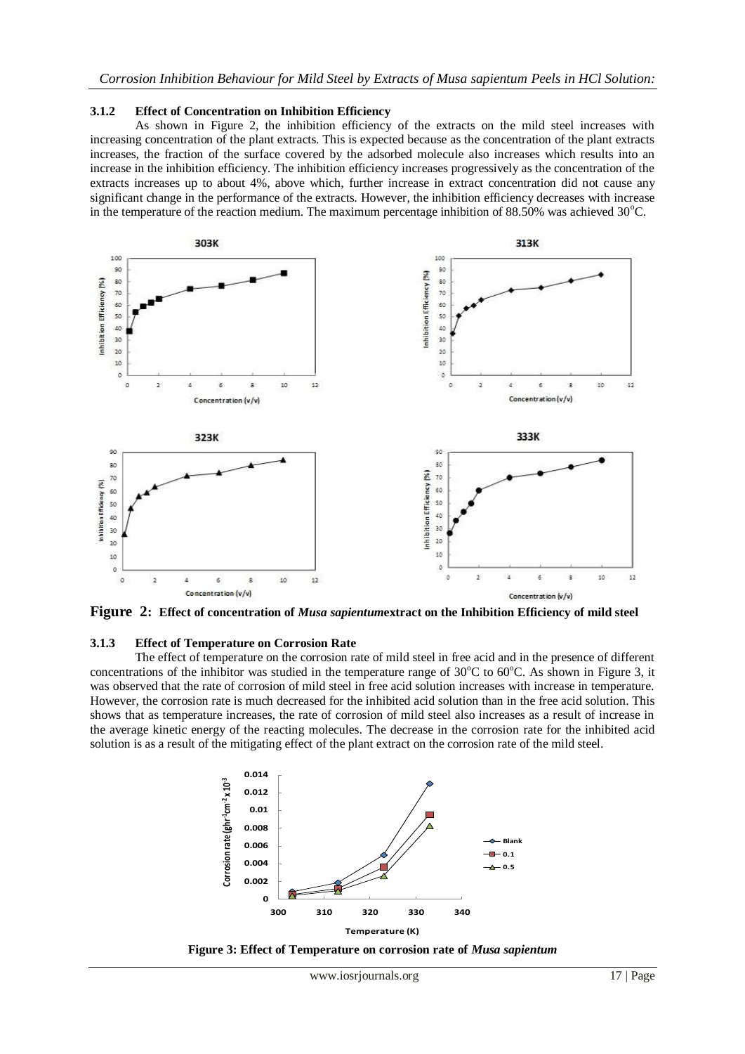### 3.1.2 Effect of Concentration on Inhibition Efficiency

As shown in Figure 2, the inhibition efficiency of the extracts on the mild steel increases with increasing concentration of the plant extracts. This is expected because as the concentration of the plant extracts increases, the fraction of the surface covered by the adsorbed molecule also increases which results into an increase in the inhibition efficiency. The inhibition efficiency increases progressively as the concentration of the extracts increases up to about 4%, above which, further increase in extract concentration did not cause any significant change in the performance of the extracts. However, the inhibition efficiency decreases with increase in the temperature of the reaction medium. The maximum percentage inhibition of 88.50% was achieved 30$^{o}$C.

**Figure 2: Effect of concentration of *Musa sapientum*extract on the Inhibition Efficiency of mild steel**

### 3.1.3 Effect of Temperature on Corrosion Rate

The effect of temperature on the corrosion rate of mild steel in free acid and in the presence of different concentrations of the inhibitor was studied in the temperature range of 30$^{o}$C to 60$^{o}$C. As shown in Figure 3, it was observed that the rate of corrosion of mild steel in free acid solution increases with increase in temperature. However, the corrosion rate is much decreased for the inhibited acid solution than in the free acid solution. This shows that as temperature increases, the rate of corrosion of mild steel also increases as a result of increase in the average kinetic energy of the reacting molecules. The decrease in the corrosion rate for the inhibited acid solution is as a result of the mitigating effect of the plant extract on the corrosion rate of the mild steel.

**Figure 3: Effect of Temperature on corrosion rate of *Musa sapientum***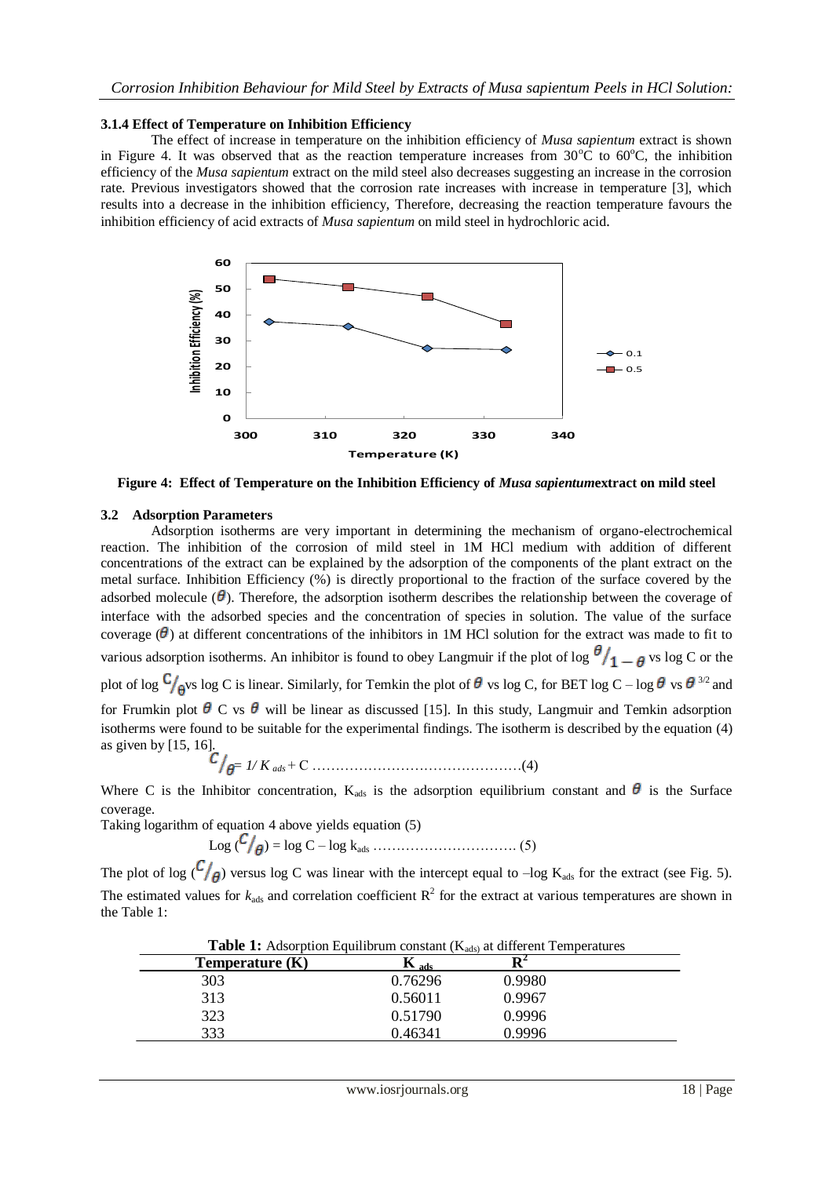### 3.1.4 Effect of Temperature on Inhibition Efficiency

The effect of increase in temperature on the inhibition efficiency of *Musa sapientum* extract is shown in Figure 4. It was observed that as the reaction temperature increases from 30°C to 60°C, the inhibition efficiency of the *Musa sapientum* extract on the mild steel also decreases suggesting an increase in the corrosion rate. Previous investigators showed that the corrosion rate increases with increase in temperature [3], which results into a decrease in the inhibition efficiency, Therefore, decreasing the reaction temperature favours the inhibition efficiency of acid extracts of *Musa sapientum* on mild steel in hydrochloric acid.

**Figure 4: Effect of Temperature on the Inhibition Efficiency of *Musa sapientum*extract on mild steel**

### 3.2 Adsorption Parameters

Adsorption isotherms are very important in determining the mechanism of organo-electrochemical reaction. The inhibition of the corrosion of mild steel in 1M HCl medium with addition of different concentrations of the extract can be explained by the adsorption of the components of the plant extract on the metal surface. Inhibition Efficiency (%) is directly proportional to the fraction of the surface covered by the adsorbed molecule ($\theta$). Therefore, the adsorption isotherm describes the relationship between the coverage of interface with the adsorbed species and the concentration of species in solution. The value of the surface coverage ($\theta$) at different concentrations of the inhibitors in 1M HCl solution for the extract was made to fit to various adsorption isotherms. An inhibitor is found to obey Langmuir if the plot of log $\theta/1-\theta$ vs log C or the plot of log $C/\theta$ vs log C is linear. Similarly, for Temkin the plot of $\theta$ vs log C, for BET log C – log $\theta$ vs $\theta^{3/2}$ and for Frumkin plot $\theta$ C vs $\theta$ will be linear as discussed [15]. In this study, Langmuir and Temkin adsorption isotherms were found to be suitable for the experimental findings. The isotherm is described by the equation (4) as given by [15, 16].

$$C/\theta = 1/K_{ads} + C \quad \text{……………………………………(4)}$$

Where C is the Inhibitor concentration, $K_{ads}$ is the adsorption equilibrium constant and $\theta$ is the Surface coverage.

Taking logarithm of equation 4 above yields equation (5)

$$\text{Log}\ (C/\theta) = \log C - \log k_{ads} \quad \text{…………………………. (5)}$$

The plot of log ($C/\theta$) versus log C was linear with the intercept equal to –log $K_{ads}$ for the extract (see Fig. 5). The estimated values for $k_{ads}$ and correlation coefficient $R^2$ for the extract at various temperatures are shown in the Table 1:

**Table 1:** Adsorption Equilibrum constant ($K_{ads}$) at different Temperatures

| Temperature (K) | $K_{ads}$ | $R^2$ |
|---|---|---|
| 303 | 0.76296 | 0.9980 |
| 313 | 0.56011 | 0.9967 |
| 323 | 0.51790 | 0.9996 |
| 333 | 0.46341 | 0.9996 |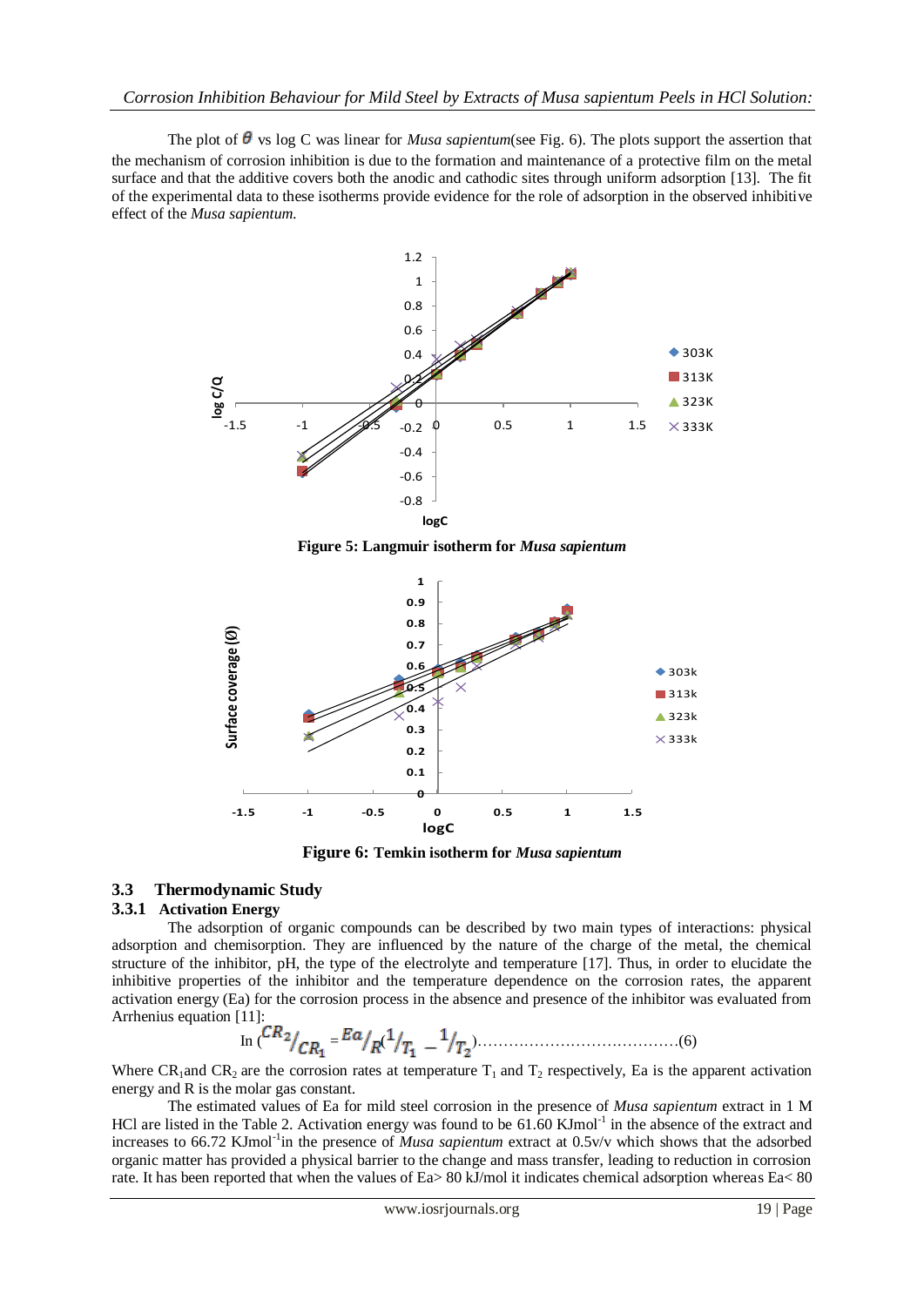The plot of $\theta$ vs log C was linear for *Musa sapientum*(see Fig. 6). The plots support the assertion that the mechanism of corrosion inhibition is due to the formation and maintenance of a protective film on the metal surface and that the additive covers both the anodic and cathodic sites through uniform adsorption [13]. The fit of the experimental data to these isotherms provide evidence for the role of adsorption in the observed inhibitive effect of the *Musa sapientum.*

**Figure 5: Langmuir isotherm for *Musa sapientum***

**Figure 6: Temkin isotherm for *Musa sapientum***

### 3.3 Thermodynamic Study

#### 3.3.1 Activation Energy

The adsorption of organic compounds can be described by two main types of interactions: physical adsorption and chemisorption. They are influenced by the nature of the charge of the metal, the chemical structure of the inhibitor, pH, the type of the electrolyte and temperature [17]. Thus, in order to elucidate the inhibitive properties of the inhibitor and the temperature dependence on the corrosion rates, the apparent activation energy (Ea) for the corrosion process in the absence and presence of the inhibitor was evaluated from Arrhenius equation [11]:

$$\ln\left(\frac{CR_2}{CR_1}\right) = \frac{Ea}{R}\left(\frac{1}{T_1} - \frac{1}{T_2}\right) \quad \ldots\ldots(6)$$

Where $CR_1$ and $CR_2$ are the corrosion rates at temperature $T_1$ and $T_2$ respectively, Ea is the apparent activation energy and R is the molar gas constant.

The estimated values of Ea for mild steel corrosion in the presence of *Musa sapientum* extract in 1 M HCl are listed in the Table 2. Activation energy was found to be 61.60 $KJmol^{-1}$ in the absence of the extract and increases to 66.72 $KJmol^{-1}$ in the presence of *Musa sapientum* extract at 0.5v/v which shows that the adsorbed organic matter has provided a physical barrier to the change and mass transfer, leading to reduction in corrosion rate. It has been reported that when the values of Ea> 80 kJ/mol it indicates chemical adsorption whereas Ea< 80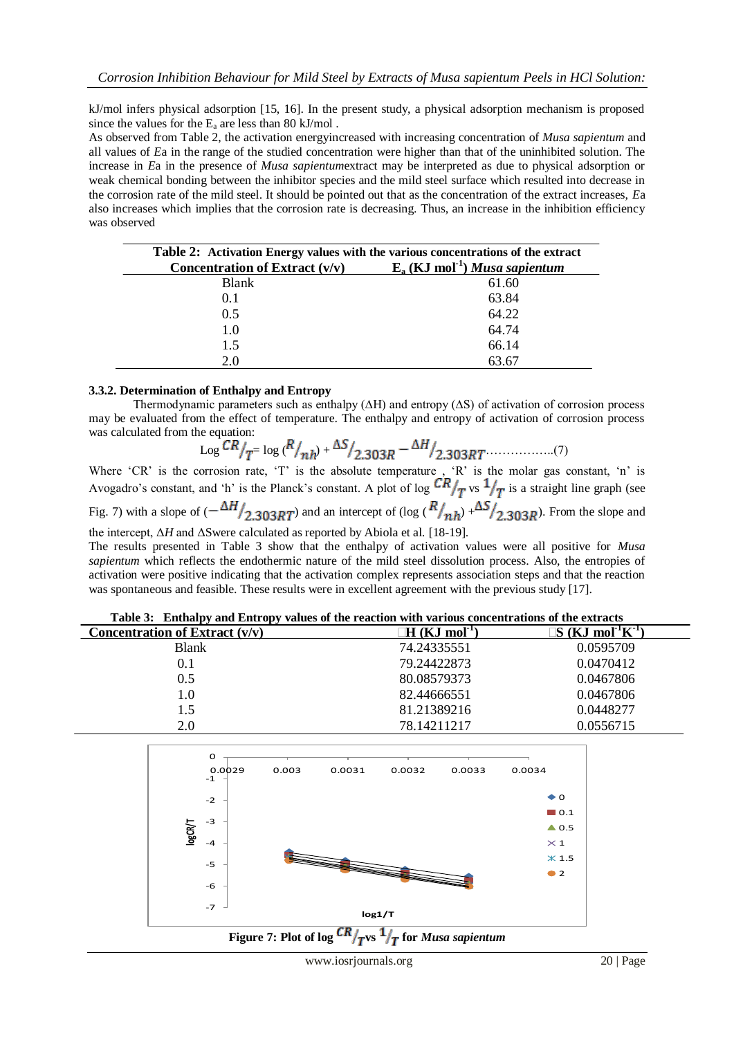kJ/mol infers physical adsorption [15, 16]. In the present study, a physical adsorption mechanism is proposed since the values for the $E_a$ are less than 80 kJ/mol .

As observed from Table 2, the activation energyincreased with increasing concentration of *Musa sapientum* and all values of *E*a in the range of the studied concentration were higher than that of the uninhibited solution. The increase in *E*a in the presence of *Musa sapientum*extract may be interpreted as due to physical adsorption or weak chemical bonding between the inhibitor species and the mild steel surface which resulted into decrease in the corrosion rate of the mild steel. It should be pointed out that as the concentration of the extract increases, *E*a also increases which implies that the corrosion rate is decreasing. Thus, an increase in the inhibition efficiency was observed

**Table 2: Activation Energy values with the various concentrations of the extract**

| Concentration of Extract (v/v) | $E_a$ (KJ mol$^{-1}$) *Musa sapientum* |
|---|---|
| Blank | 61.60 |
| 0.1 | 63.84 |
| 0.5 | 64.22 |
| 1.0 | 64.74 |
| 1.5 | 66.14 |
| 2.0 | 63.67 |

### 3.3.2. Determination of Enthalpy and Entropy

Thermodynamic parameters such as enthalpy (ΔH) and entropy (ΔS) of activation of corrosion process may be evaluated from the effect of temperature. The enthalpy and entropy of activation of corrosion process was calculated from the equation:

$$\text{Log}\, {CR}/{T} = \log\left({R}/{nh}\right) + {\Delta S}/{2.303R} - {\Delta H}/{2.303RT} \quad \ldots\ldots\ldots\ldots\ldots..(7)$$

Where 'CR' is the corrosion rate, 'T' is the absolute temperature , 'R' is the molar gas constant, 'n' is Avogadro's constant, and 'h' is the Planck's constant. A plot of log ${CR}/{T}$ vs ${1}/{T}$ is a straight line graph (see Fig. 7) with a slope of $(-{\Delta H}/{2.303RT})$ and an intercept of (log $({R}/{nh})$ +${\Delta S}/{2.303R}$). From the slope and the intercept, Δ*H* and ΔSwere calculated as reported by Abiola et al. [18-19].

The results presented in Table 3 show that the enthalpy of activation values were all positive for *Musa sapientum* which reflects the endothermic nature of the mild steel dissolution process. Also, the entropies of activation were positive indicating that the activation complex represents association steps and that the reaction was spontaneous and feasible. These results were in excellent agreement with the previous study [17].

**Table 3: Enthalpy and Entropy values of the reaction with various concentrations of the extracts**

| Concentration of Extract (v/v) | ΔH (KJ mol$^{-1}$) | ΔS (KJ mol$^{-1}$K$^{-1}$) |
|---|---|---|
| Blank | 74.24335551 | 0.0595709 |
| 0.1 | 79.24422873 | 0.0470412 |
| 0.5 | 80.08579373 | 0.0467806 |
| 1.0 | 82.44666551 | 0.0467806 |
| 1.5 | 81.21389216 | 0.0448277 |
| 2.0 | 78.14211217 | 0.0556715 |

**Figure 7: Plot of log ${CR}/{T}$vs ${1}/{T}$ for *Musa sapientum***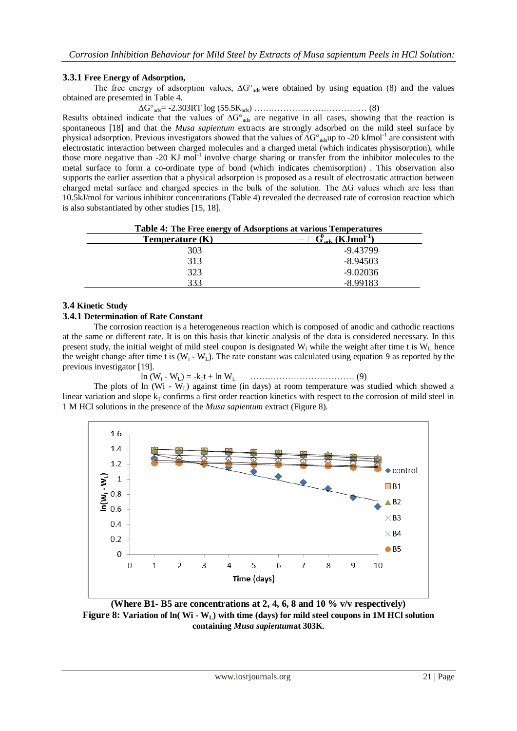### 3.3.1 Free Energy of Adsorption,

The free energy of adsorption values, $\Delta G^\circ_{ads,}$ were obtained by using equation (8) and the values obtained are presemted in Table 4.

$$\Delta G^\circ_{ads} = -2.303RT \log (55.5K_{ads}) \quad \ldots\ldots\ldots\ldots\ldots\ldots\ldots\ldots\ldots\ldots (8)$$

Results obtained indicate that the values of $\Delta G^\circ_{ads}$ are negative in all cases, showing that the reaction is spontaneous [18] and that the *Musa sapientum* extracts are strongly adsorbed on the mild steel surface by physical adsorption. Previous investigators showed that the values of $\Delta G^\circ_{ads}$up to -20 $kJmol^{-1}$ are consistent with electrostatic interaction between charged molecules and a charged metal (which indicates physisorption), while those more negative than -20 KJ $mol^{-1}$ involve charge sharing or transfer from the inhibitor molecules to the metal surface to form a co-ordinate type of bond (which indicates chemisorption) . This observation also supports the earlier assertion that a physical adsorption is proposed as a result of electrostatic attraction between charged metal surface and charged species in the bulk of the solution. The $\Delta G$ values which are less than 10.5kJ/mol for various inhibitor concentrations (Table 4) revealed the decreased rate of corrosion reaction which is also substantiated by other studies [15, 18].

**Table 4: The Free energy of Adsorptions at various Temperatures**

| Temperature (K) | $-\Delta G^0_{ads}$ ($KJmol^{-1}$) |
|---|---|
| 303 | -9.43799 |
| 313 | -8.94503 |
| 323 | -9.02036 |
| 333 | -8.99183 |

### 3.4 Kinetic Study

#### 3.4.1 Determination of Rate Constant

The corrosion reaction is a heterogeneous reaction which is composed of anodic and cathodic reactions at the same or different rate. It is on this basis that kinetic analysis of the data is considered necessary. In this present study, the initial weight of mild steel coupon is designated $W_i$ while the weight after time t is $W_L$, hence the weight change after time t is ($W_i$ - $W_L$). The rate constant was calculated using equation 9 as reported by the previous investigator [19].

$$\ln (W_i - W_L) = -k_1 t + \ln W_L \quad \ldots\ldots\ldots\ldots\ldots\ldots\ldots\ldots\ldots\ldots (9)$$

The plots of ln (Wi - $W_L$) against time (in days) at room temperature was studied which showed a linear variation and slope $k_1$ confirms a first order reaction kinetics with respect to the corrosion of mild steel in 1 M HCl solutions in the presence of the *Musa sapientum* extract (Figure 8).

**(Where B1- B5 are concentrations at 2, 4, 6, 8 and 10 % v/v respectively)**

**Figure 8: Variation of ln( Wi - $W_L$) with time (days) for mild steel coupons in 1M HCl solution containing *Musa sapientum*at 303K.**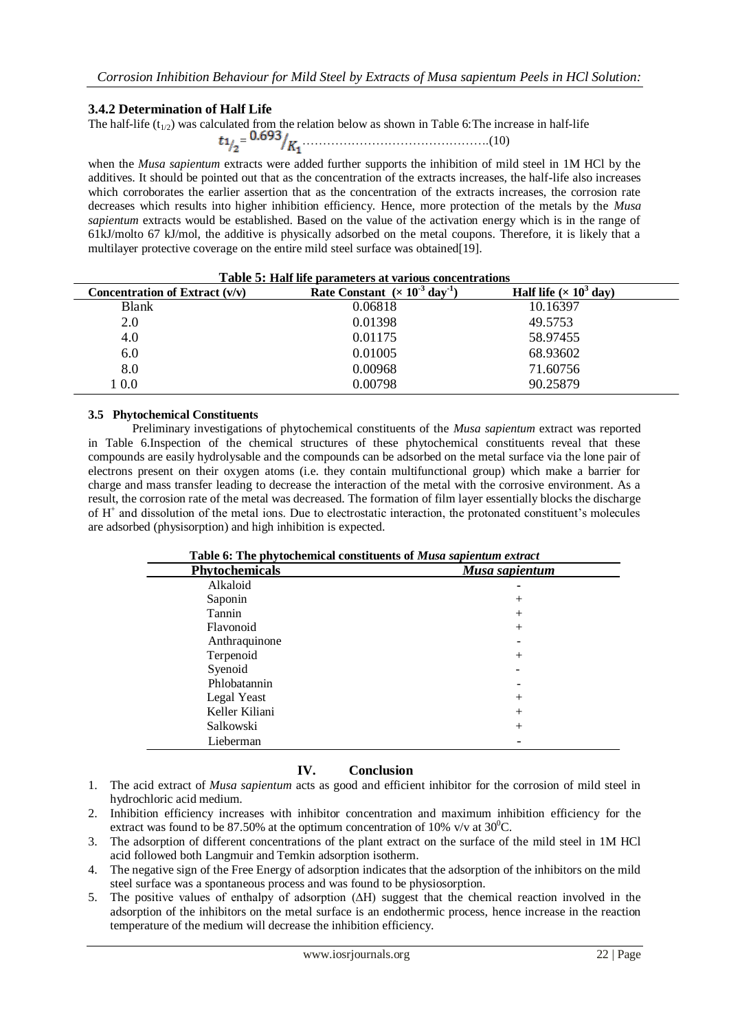### 3.4.2 Determination of Half Life

The half-life ($t_{1/2}$) was calculated from the relation below as shown in Table 6:The increase in half-life

$$t_{1/2} = 0.693 / K_1 \quad \text{……………………………………….(10)}$$

when the *Musa sapientum* extracts were added further supports the inhibition of mild steel in 1M HCl by the additives. It should be pointed out that as the concentration of the extracts increases, the half-life also increases which corroborates the earlier assertion that as the concentration of the extracts increases, the corrosion rate decreases which results into higher inhibition efficiency. Hence, more protection of the metals by the *Musa sapientum* extracts would be established. Based on the value of the activation energy which is in the range of 61kJ/molto 67 kJ/mol, the additive is physically adsorbed on the metal coupons. Therefore, it is likely that a multilayer protective coverage on the entire mild steel surface was obtained[19].

**Table 5: Half life parameters at various concentrations**

| Concentration of Extract (v/v) | Rate Constant ($\times 10^{-3}$ day$^{-1}$) | Half life ($\times 10^{3}$ day) |
|---|---|---|
| Blank | 0.06818 | 10.16397 |
| 2.0 | 0.01398 | 49.5753 |
| 4.0 | 0.01175 | 58.97455 |
| 6.0 | 0.01005 | 68.93602 |
| 8.0 | 0.00968 | 71.60756 |
| 1 0.0 | 0.00798 | 90.25879 |

### 3.5 Phytochemical Constituents

Preliminary investigations of phytochemical constituents of the *Musa sapientum* extract was reported in Table 6.Inspection of the chemical structures of these phytochemical constituents reveal that these compounds are easily hydrolysable and the compounds can be adsorbed on the metal surface via the lone pair of electrons present on their oxygen atoms (i.e. they contain multifunctional group) which make a barrier for charge and mass transfer leading to decrease the interaction of the metal with the corrosive environment. As a result, the corrosion rate of the metal was decreased. The formation of film layer essentially blocks the discharge of $H^+$ and dissolution of the metal ions. Due to electrostatic interaction, the protonated constituent's molecules are adsorbed (physisorption) and high inhibition is expected.

**Table 6: The phytochemical constituents of *Musa sapientum extract***

| Phytochemicals | *Musa sapientum* |
|---|---|
| Alkaloid | - |
| Saponin | + |
| Tannin | + |
| Flavonoid | + |
| Anthraquinone | - |
| Terpenoid | + |
| Syenoid | - |
| Phlobatannin | - |
| Legal Yeast | + |
| Keller Kiliani | + |
| Salkowski | + |
| Lieberman | - |

## IV. Conclusion

1. The acid extract of *Musa sapientum* acts as good and efficient inhibitor for the corrosion of mild steel in hydrochloric acid medium.
2. Inhibition efficiency increases with inhibitor concentration and maximum inhibition efficiency for the extract was found to be 87.50% at the optimum concentration of 10% v/v at $30^0$C.
3. The adsorption of different concentrations of the plant extract on the surface of the mild steel in 1M HCl acid followed both Langmuir and Temkin adsorption isotherm.
4. The negative sign of the Free Energy of adsorption indicates that the adsorption of the inhibitors on the mild steel surface was a spontaneous process and was found to be physiosorption.
5. The positive values of enthalpy of adsorption ($\Delta H$) suggest that the chemical reaction involved in the adsorption of the inhibitors on the metal surface is an endothermic process, hence increase in the reaction temperature of the medium will decrease the inhibition efficiency.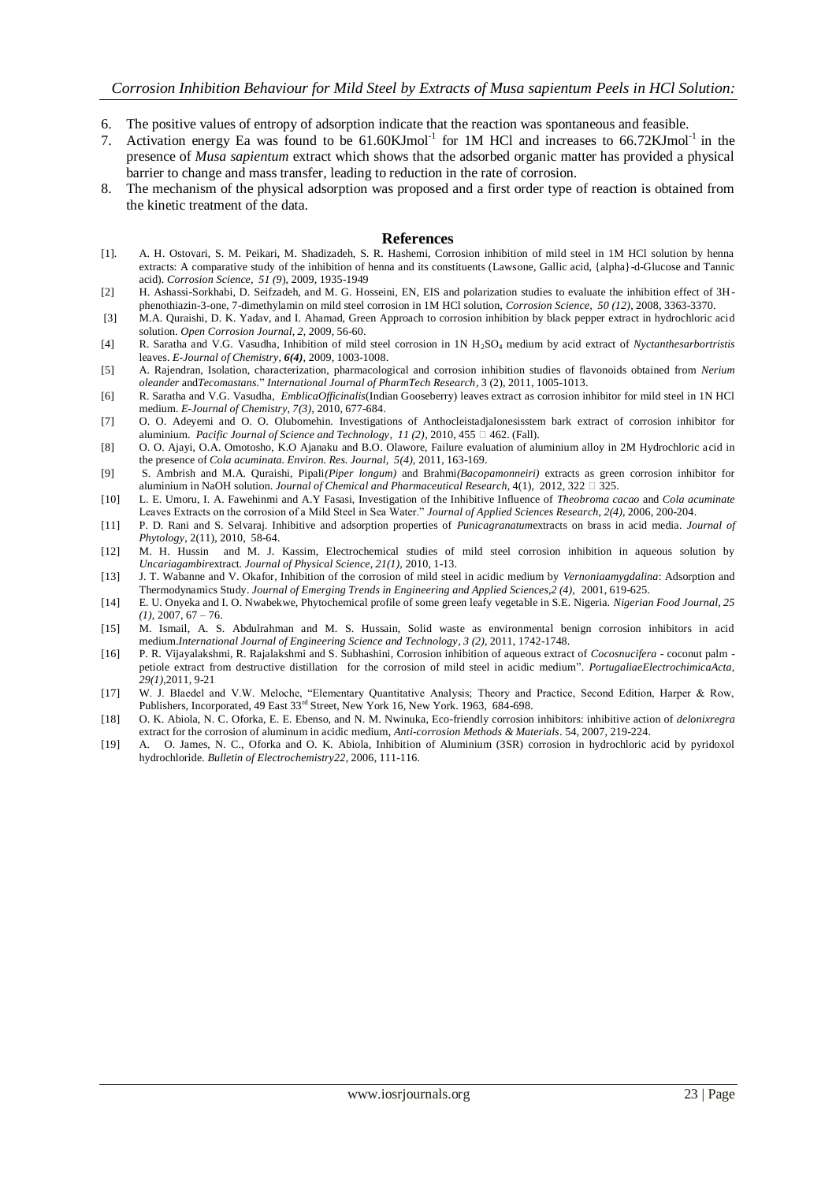6. The positive values of entropy of adsorption indicate that the reaction was spontaneous and feasible.
7. Activation energy Ea was found to be 61.60KJmol$^{-1}$ for 1M HCl and increases to 66.72KJmol$^{-1}$ in the presence of *Musa sapientum* extract which shows that the adsorbed organic matter has provided a physical barrier to change and mass transfer, leading to reduction in the rate of corrosion.
8. The mechanism of the physical adsorption was proposed and a first order type of reaction is obtained from the kinetic treatment of the data.

## References

[1]. A. H. Ostovari, S. M. Peikari, M. Shadizadeh, S. R. Hashemi, Corrosion inhibition of mild steel in 1M HCl solution by henna extracts: A comparative study of the inhibition of henna and its constituents (Lawsone, Gallic acid, {alpha}-d-Glucose and Tannic acid). *Corrosion Science, 51 (9*), 2009, 1935-1949

[2] H. Ashassi-Sorkhabi, D. Seifzadeh, and M. G. Hosseini, EN, EIS and polarization studies to evaluate the inhibition effect of 3H-phenothiazin-3-one, 7-dimethylamin on mild steel corrosion in 1M HCl solution, *Corrosion Science, 50 (12)*, 2008, 3363-3370.

[3] M.A. Quraishi, D. K. Yadav, and I. Ahamad, Green Approach to corrosion inhibition by black pepper extract in hydrochloric acid solution. *Open Corrosion Journal, 2*, 2009, 56-60.

[4] R. Saratha and V.G. Vasudha, Inhibition of mild steel corrosion in 1N $H_2SO_4$ medium by acid extract of *Nyctanthesarbortristis* leaves. *E-Journal of Chemistry, **6(4)***, 2009, 1003-1008.

[5] A. Rajendran, Isolation, characterization, pharmacological and corrosion inhibition studies of flavonoids obtained from *Nerium oleander* and*Tecomastans*." *International Journal of PharmTech Research*, 3 (2), 2011, 1005-1013.

[6] R. Saratha and V.G. Vasudha, *EmblicaOfficinalis*(Indian Gooseberry) leaves extract as corrosion inhibitor for mild steel in 1N HCl medium. *E-Journal of Chemistry, 7(3)*, 2010, 677-684.

[7] O. O. Adeyemi and O. O. Olubomehin. Investigations of Anthocleistadjalonesisstem bark extract of corrosion inhibitor for aluminium. *Pacific Journal of Science and Technology, 11 (2)*, 2010, 455 □ 462. (Fall).

[8] O. O. Ajayi, O.A. Omotosho, K.O Ajanaku and B.O. Olawore, Failure evaluation of aluminium alloy in 2M Hydrochloric acid in the presence of *Cola acuminata. Environ. Res. Journal, 5(4)*, 2011, 163-169.

[9] S. Ambrish and M.A. Quraishi, Pipali*(Piper longum)* and Brahmi*(Bacopamonneiri)* extracts as green corrosion inhibitor for aluminium in NaOH solution. *Journal of Chemical and Pharmaceutical Research*, 4(1), 2012, 322 □ 325.

[10] L. E. Umoru, I. A. Fawehinmi and A.Y Fasasi, Investigation of the Inhibitive Influence of *Theobroma cacao* and *Cola acuminate* Leaves Extracts on the corrosion of a Mild Steel in Sea Water." *Journal of Applied Sciences Research, 2(4)*, 2006, 200-204.

[11] P. D. Rani and S. Selvaraj. Inhibitive and adsorption properties of *Punicagranatum*extracts on brass in acid media. *Journal of Phytology*, 2(11), 2010, 58-64.

[12] M. H. Hussin and M. J. Kassim, Electrochemical studies of mild steel corrosion inhibition in aqueous solution by *Uncariagambir*extract. *Journal of Physical Science, 21(1)*, 2010, 1-13.

[13] J. T. Wabanne and V. Okafor, Inhibition of the corrosion of mild steel in acidic medium by *Vernoniaamygdalina*: Adsorption and Thermodynamics Study. *Journal of Emerging Trends in Engineering and Applied Sciences,2 (4)*, 2001, 619-625.

[14] E. U. Onyeka and I. O. Nwabekwe, Phytochemical profile of some green leafy vegetable in S.E. Nigeria. *Nigerian Food Journal, 25 (1)*, 2007, 67 – 76.

[15] M. Ismail, A. S. Abdulrahman and M. S. Hussain, Solid waste as environmental benign corrosion inhibitors in acid medium.*International Journal of Engineering Science and Technology, 3 (2)*, 2011, 1742-1748.

[16] P. R. Vijayalakshmi, R. Rajalakshmi and S. Subhashini, Corrosion inhibition of aqueous extract of *Cocosnucifera* - coconut palm - petiole extract from destructive distillation for the corrosion of mild steel in acidic medium". *PortugaliaeElectrochimicaActa, 29(1)*,2011, 9-21

[17] W. J. Blaedel and V.W. Meloche, "Elementary Quantitative Analysis; Theory and Practice, Second Edition, Harper & Row, Publishers, Incorporated, 49 East 33rd Street, New York 16, New York. 1963, 684-698.

[18] O. K. Abiola, N. C. Oforka, E. E. Ebenso, and N. M. Nwinuka, Eco-friendly corrosion inhibitors: inhibitive action of *delonixregra* extract for the corrosion of aluminum in acidic medium, *Anti-corrosion Methods & Materials*. 54, 2007, 219-224.

[19] A. O. James, N. C., Oforka and O. K. Abiola, Inhibition of Aluminium (3SR) corrosion in hydrochloric acid by pyridoxol hydrochloride. *Bulletin of Electrochemistry22*, 2006, 111-116.